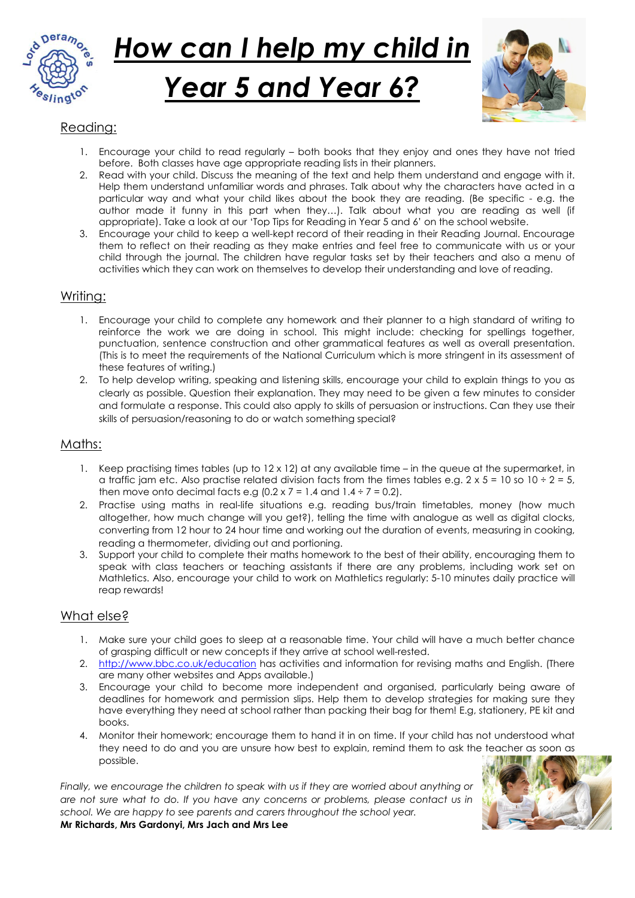# *How can I help my child in Year 5 and Year 6?*

## Reading:

1. Encourage your child to read regularly – both books that they enjoy and ones they have not tried before. Both classes have age appropriate reading lists in their planners.
2. Read with your child. Discuss the meaning of the text and help them understand and engage with it. Help them understand unfamiliar words and phrases. Talk about why the characters have acted in a particular way and what your child likes about the book they are reading. (Be specific - e.g. the author made it funny in this part when they…). Talk about what you are reading as well (if appropriate). Take a look at our 'Top Tips for Reading in Year 5 and 6' on the school website.
3. Encourage your child to keep a well-kept record of their reading in their Reading Journal. Encourage them to reflect on their reading as they make entries and feel free to communicate with us or your child through the journal. The children have regular tasks set by their teachers and also a menu of activities which they can work on themselves to develop their understanding and love of reading.

## Writing:

1. Encourage your child to complete any homework and their planner to a high standard of writing to reinforce the work we are doing in school. This might include: checking for spellings together, punctuation, sentence construction and other grammatical features as well as overall presentation. (This is to meet the requirements of the National Curriculum which is more stringent in its assessment of these features of writing.)
2. To help develop writing, speaking and listening skills, encourage your child to explain things to you as clearly as possible. Question their explanation. They may need to be given a few minutes to consider and formulate a response. This could also apply to skills of persuasion or instructions. Can they use their skills of persuasion/reasoning to do or watch something special?

## Maths:

1. Keep practising times tables (up to 12 x 12) at any available time – in the queue at the supermarket, in a traffic jam etc. Also practise related division facts from the times tables e.g. $2 \times 5 = 10$ so $10 \div 2 = 5$, then move onto decimal facts e.g ($0.2 \times 7 = 1.4$ and $1.4 \div 7 = 0.2$).
2. Practise using maths in real-life situations e.g. reading bus/train timetables, money (how much altogether, how much change will you get?), telling the time with analogue as well as digital clocks, converting from 12 hour to 24 hour time and working out the duration of events, measuring in cooking, reading a thermometer, dividing out and portioning.
3. Support your child to complete their maths homework to the best of their ability, encouraging them to speak with class teachers or teaching assistants if there are any problems, including work set on Mathletics. Also, encourage your child to work on Mathletics regularly: 5-10 minutes daily practice will reap rewards!

## What else?

1. Make sure your child goes to sleep at a reasonable time. Your child will have a much better chance of grasping difficult or new concepts if they arrive at school well-rested.
2. http://www.bbc.co.uk/education has activities and information for revising maths and English. (There are many other websites and Apps available.)
3. Encourage your child to become more independent and organised, particularly being aware of deadlines for homework and permission slips. Help them to develop strategies for making sure they have everything they need at school rather than packing their bag for them! E.g, stationery, PE kit and books.
4. Monitor their homework; encourage them to hand it in on time. If your child has not understood what they need to do and you are unsure how best to explain, remind them to ask the teacher as soon as possible.

*Finally, we encourage the children to speak with us if they are worried about anything or are not sure what to do. If you have any concerns or problems, please contact us in school. We are happy to see parents and carers throughout the school year.*

**Mr Richards, Mrs Gardonyi, Mrs Jach and Mrs Lee**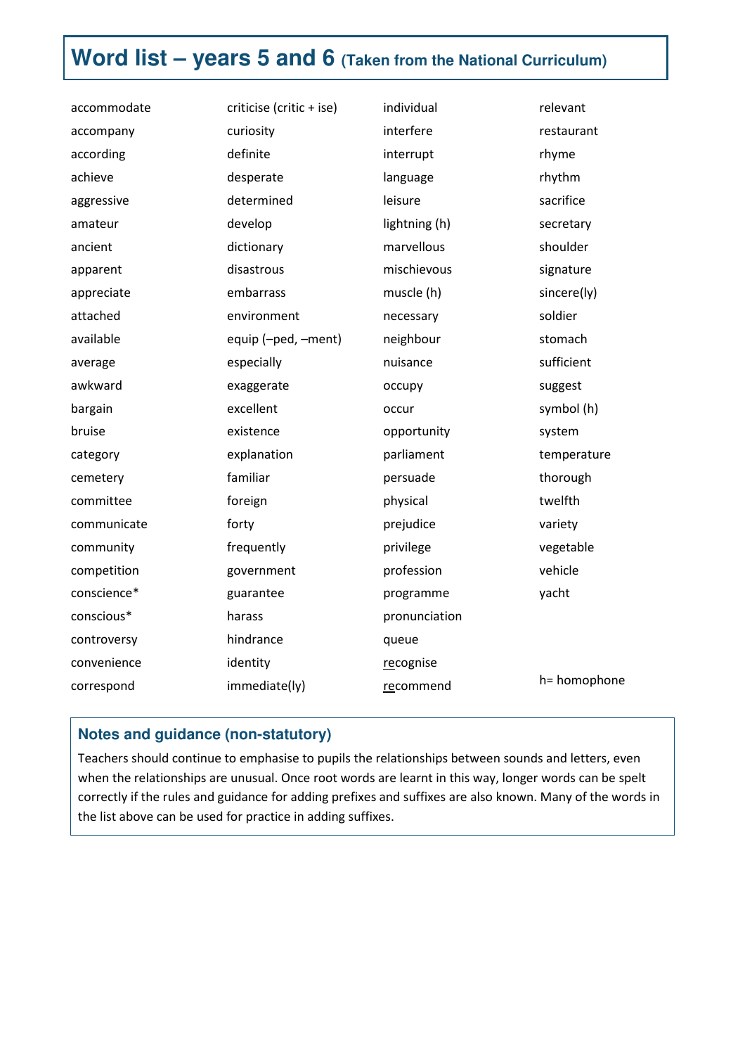# Word list – years 5 and 6 (Taken from the National Curriculum)

| | | | |
|---|---|---|---|
| accommodate | criticise (critic + ise) | individual | relevant |
| accompany | curiosity | interfere | restaurant |
| according | definite | interrupt | rhyme |
| achieve | desperate | language | rhythm |
| aggressive | determined | leisure | sacrifice |
| amateur | develop | lightning (h) | secretary |
| ancient | dictionary | marvellous | shoulder |
| apparent | disastrous | mischievous | signature |
| appreciate | embarrass | muscle (h) | sincere(ly) |
| attached | environment | necessary | soldier |
| available | equip (–ped, –ment) | neighbour | stomach |
| average | especially | nuisance | sufficient |
| awkward | exaggerate | occupy | suggest |
| bargain | excellent | occur | symbol (h) |
| bruise | existence | opportunity | system |
| category | explanation | parliament | temperature |
| cemetery | familiar | persuade | thorough |
| committee | foreign | physical | twelfth |
| communicate | forty | prejudice | variety |
| community | frequently | privilege | vegetable |
| competition | government | profession | vehicle |
| conscience* | guarantee | programme | yacht |
| conscious* | harass | pronunciation | |
| controversy | hindrance | queue | |
| convenience | identity | recognise | |
| correspond | immediate(ly) | recommend | h= homophone |

## Notes and guidance (non-statutory)

Teachers should continue to emphasise to pupils the relationships between sounds and letters, even when the relationships are unusual. Once root words are learnt in this way, longer words can be spelt correctly if the rules and guidance for adding prefixes and suffixes are also known. Many of the words in the list above can be used for practice in adding suffixes.